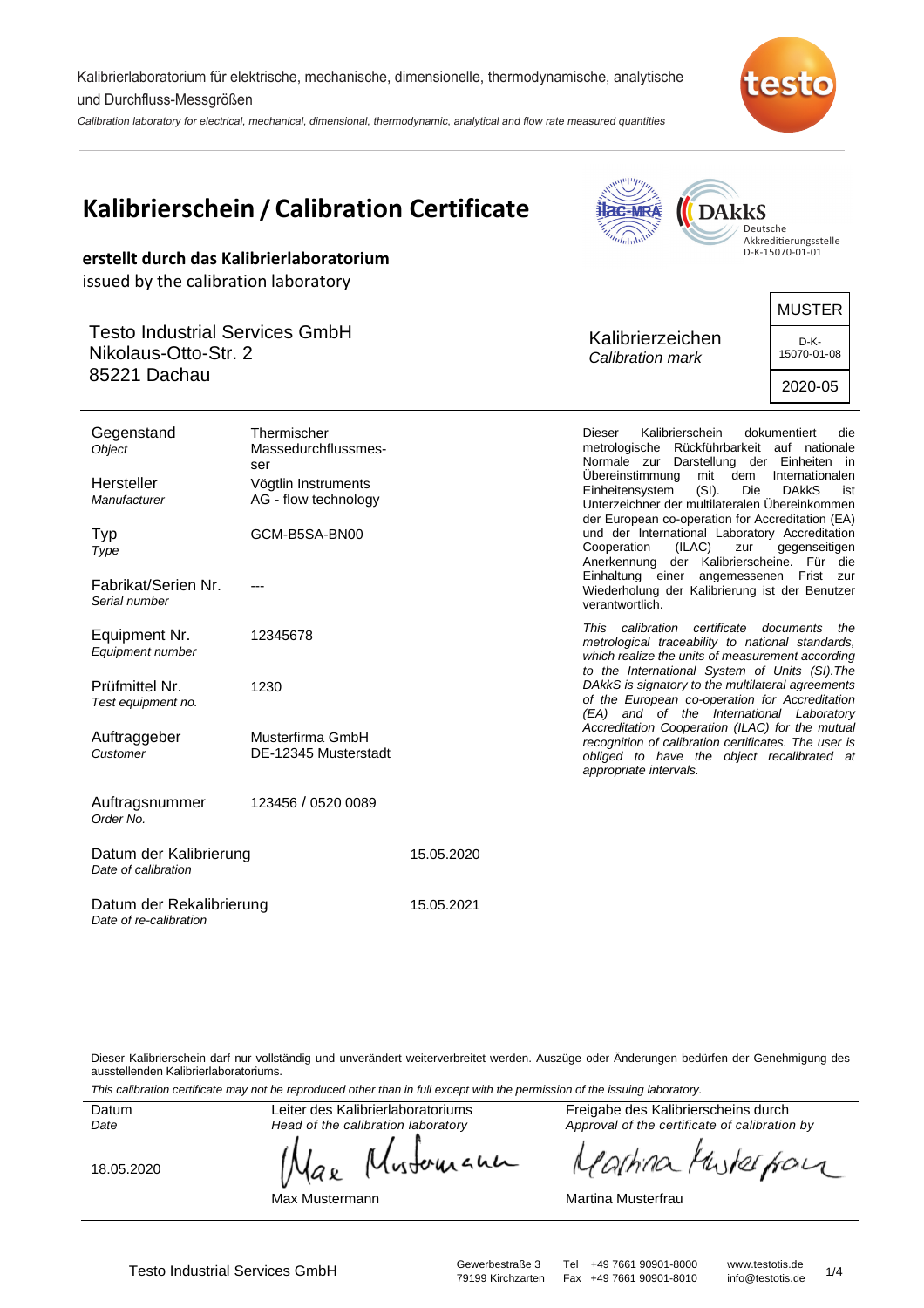Kalibrierlaboratorium für elektrische, mechanische, dimensionelle, thermodynamische, analytische und Durchfluss-Messgrößen

*Calibration laboratory for electrical, mechanical, dimensional, thermodynamic, analytical and flow rate measured quantities*

# Kalibrierschein / Calibration Certificate

Deutsche Akkreditierungsstelle
D-K-15070-01-01

**erstellt durch das Kalibrierlaboratorium**
issued by the calibration laboratory

Testo Industrial Services GmbH
Nikolaus-Otto-Str. 2
85221 Dachau

Kalibrierzeichen
*Calibration mark*

| MUSTER |
|---|
| D-K-15070-01-08 |
| 2020-05 |

| | |
|---|---|
| Gegenstand / *Object* | Thermischer Massedurchflussmesser |
| Hersteller / *Manufacturer* | Vögtlin Instruments AG - flow technology |
| Typ / *Type* | GCM-B5SA-BN00 |
| Fabrikat/Serien Nr. / *Serial number* | --- |
| Equipment Nr. / *Equipment number* | 12345678 |
| Prüfmittel Nr. / *Test equipment no.* | 1230 |
| Auftraggeber / *Customer* | Musterfirma GmbH DE-12345 Musterstadt |
| Auftragsnummer / *Order No.* | 123456 / 0520 0089 |
| Datum der Kalibrierung / *Date of calibration* | 15.05.2020 |
| Datum der Rekalibrierung / *Date of re-calibration* | 15.05.2021 |

Dieser Kalibrierschein dokumentiert die metrologische Rückführbarkeit auf nationale Normale zur Darstellung der Einheiten in Übereinstimmung mit dem Internationalen Einheitensystem (SI). Die DAkkS ist Unterzeichner der multilateralen Übereinkommen der European co-operation for Accreditation (EA) und der International Laboratory Accreditation Cooperation (ILAC) zur gegenseitigen Anerkennung der Kalibrierscheine. Für die Einhaltung einer angemessenen Frist zur Wiederholung der Kalibrierung ist der Benutzer verantwortlich.

*This calibration certificate documents the metrological traceability to national standards, which realize the units of measurement according to the International System of Units (SI).The DAkkS is signatory to the multilateral agreements of the European co-operation for Accreditation (EA) and of the International Laboratory Accreditation Cooperation (ILAC) for the mutual recognition of calibration certificates. The user is obliged to have the object recalibrated at appropriate intervals.*

Dieser Kalibrierschein darf nur vollständig und unverändert weiterverbreitet werden. Auszüge oder Änderungen bedürfen der Genehmigung des ausstellenden Kalibrierlaboratoriums.

*This calibration certificate may not be reproduced other than in full except with the permission of the issuing laboratory.*

| Datum / *Date* | Leiter des Kalibrierlaboratoriums / *Head of the calibration laboratory* | Freigabe des Kalibrierscheins durch / *Approval of the certificate of calibration by* |
|---|---|---|
| 18.05.2020 | Max Mustermann | Martina Musterfrau |

Testo Industrial Services GmbH — Gewerbestraße 3, 79199 Kirchzarten — Tel +49 7661 90901-8000 — Fax +49 7661 90901-8010 — www.testotis.de — info@testotis.de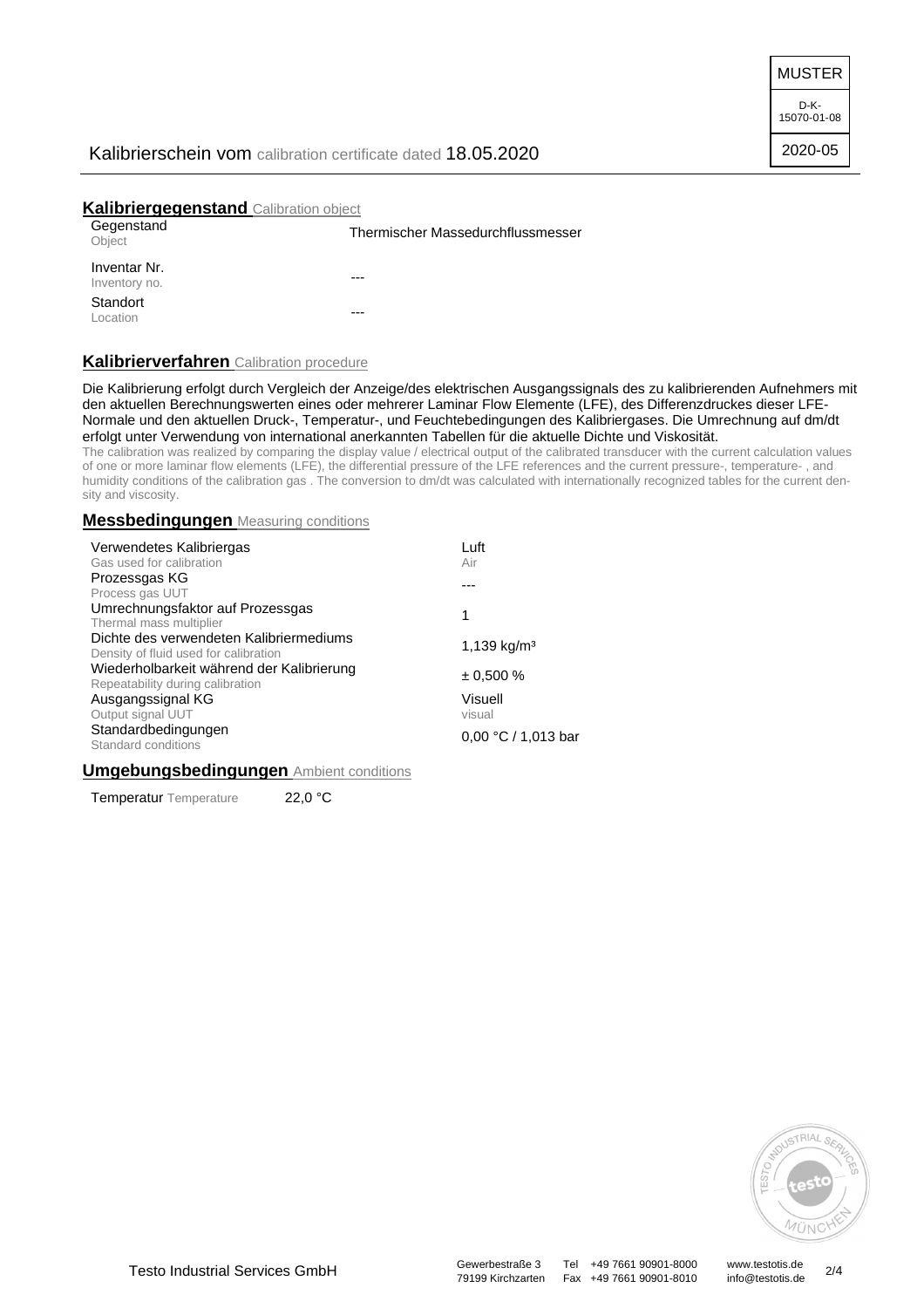MUSTER

D-K-15070-01-08

2020-05

Kalibrierschein vom calibration certificate dated 18.05.2020

## Kalibriergegenstand Calibration object

| | |
|---|---|
| Gegenstand<br>Object | Thermischer Massedurchflussmesser |
| Inventar Nr.<br>Inventory no. | --- |
| Standort<br>Location | --- |

## Kalibrierverfahren Calibration procedure

Die Kalibrierung erfolgt durch Vergleich der Anzeige/des elektrischen Ausgangssignals des zu kalibrierenden Aufnehmers mit den aktuellen Berechnungswerten eines oder mehrerer Laminar Flow Elemente (LFE), des Differenzdruckes dieser LFE-Normale und den aktuellen Druck-, Temperatur-, und Feuchtebedingungen des Kalibriergases. Die Umrechnung auf dm/dt erfolgt unter Verwendung von international anerkannten Tabellen für die aktuelle Dichte und Viskosität.

The calibration was realized by comparing the display value / electrical output of the calibrated transducer with the current calculation values of one or more laminar flow elements (LFE), the differential pressure of the LFE references and the current pressure-, temperature- , and humidity conditions of the calibration gas . The conversion to dm/dt was calculated with internationally recognized tables for the current density and viscosity.

## Messbedingungen Measuring conditions

| | |
|---|---|
| Verwendetes Kalibriergas<br>Gas used for calibration | Luft<br>Air |
| Prozessgas KG<br>Process gas UUT | --- |
| Umrechnungsfaktor auf Prozessgas<br>Thermal mass multiplier | 1 |
| Dichte des verwendeten Kalibriermediums<br>Density of fluid used for calibration | 1,139 kg/m³ |
| Wiederholbarkeit während der Kalibrierung<br>Repeatability during calibration | ± 0,500 % |
| Ausgangssignal KG<br>Output signal UUT | Visuell<br>visual |
| Standardbedingungen<br>Standard conditions | 0,00 °C / 1,013 bar |

## Umgebungsbedingungen Ambient conditions

Temperatur Temperature 22,0 °C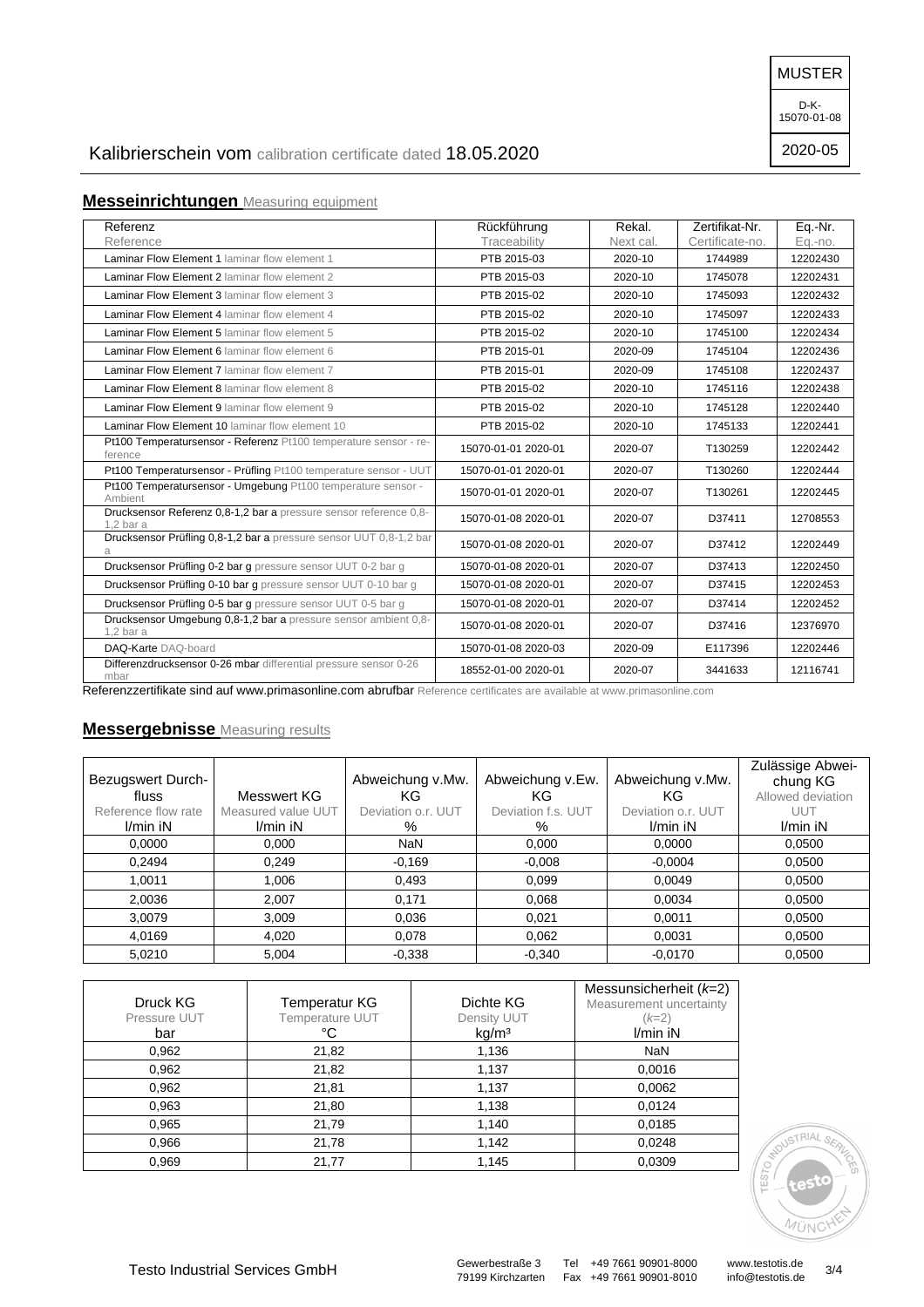MUSTER

D-K-15070-01-08

2020-05

Kalibrierschein vom calibration certificate dated 18.05.2020

## Messeinrichtungen Measuring equipment

| Referenz Reference | Rückführung Traceability | Rekal. Next cal. | Zertifikat-Nr. Certificate-no. | Eq.-Nr. Eq.-no. |
|---|---|---|---|---|
| Laminar Flow Element 1 laminar flow element 1 | PTB 2015-03 | 2020-10 | 1744989 | 12202430 |
| Laminar Flow Element 2 laminar flow element 2 | PTB 2015-03 | 2020-10 | 1745078 | 12202431 |
| Laminar Flow Element 3 laminar flow element 3 | PTB 2015-02 | 2020-10 | 1745093 | 12202432 |
| Laminar Flow Element 4 laminar flow element 4 | PTB 2015-02 | 2020-10 | 1745097 | 12202433 |
| Laminar Flow Element 5 laminar flow element 5 | PTB 2015-02 | 2020-10 | 1745100 | 12202434 |
| Laminar Flow Element 6 laminar flow element 6 | PTB 2015-01 | 2020-09 | 1745104 | 12202436 |
| Laminar Flow Element 7 laminar flow element 7 | PTB 2015-01 | 2020-09 | 1745108 | 12202437 |
| Laminar Flow Element 8 laminar flow element 8 | PTB 2015-02 | 2020-10 | 1745116 | 12202438 |
| Laminar Flow Element 9 laminar flow element 9 | PTB 2015-02 | 2020-10 | 1745128 | 12202440 |
| Laminar Flow Element 10 laminar flow element 10 | PTB 2015-02 | 2020-10 | 1745133 | 12202441 |
| Pt100 Temperatursensor - Referenz Pt100 temperature sensor - reference | 15070-01-01 2020-01 | 2020-07 | T130259 | 12202442 |
| Pt100 Temperatursensor - Prüfling Pt100 temperature sensor - UUT | 15070-01-01 2020-01 | 2020-07 | T130260 | 12202444 |
| Pt100 Temperatursensor - Umgebung Pt100 temperature sensor - Ambient | 15070-01-01 2020-01 | 2020-07 | T130261 | 12202445 |
| Drucksensor Referenz 0,8-1,2 bar a pressure sensor reference 0,8-1,2 bar a | 15070-01-08 2020-01 | 2020-07 | D37411 | 12708553 |
| Drucksensor Prüfling 0,8-1,2 bar a pressure sensor UUT 0,8-1,2 bar a | 15070-01-08 2020-01 | 2020-07 | D37412 | 12202449 |
| Drucksensor Prüfling 0-2 bar g pressure sensor UUT 0-2 bar g | 15070-01-08 2020-01 | 2020-07 | D37413 | 12202450 |
| Drucksensor Prüfling 0-10 bar g pressure sensor UUT 0-10 bar g | 15070-01-08 2020-01 | 2020-07 | D37415 | 12202453 |
| Drucksensor Prüfling 0-5 bar g pressure sensor UUT 0-5 bar g | 15070-01-08 2020-01 | 2020-07 | D37414 | 12202452 |
| Drucksensor Umgebung 0,8-1,2 bar a pressure sensor ambient 0,8-1,2 bar a | 15070-01-08 2020-01 | 2020-07 | D37416 | 12376970 |
| DAQ-Karte DAQ-board | 15070-01-08 2020-03 | 2020-09 | E117396 | 12202446 |
| Differenzdrucksensor 0-26 mbar differential pressure sensor 0-26 mbar | 18552-01-00 2020-01 | 2020-07 | 3441633 | 12116741 |

Referenzzertifikate sind auf www.primasonline.com abrufbar Reference certificates are available at www.primasonline.com

## Messergebnisse Measuring results

| Bezugswert Durchfluss Reference flow rate l/min iN | Messwert KG Measured value UUT l/min iN | Abweichung v.Mw. KG Deviation o.r. UUT % | Abweichung v.Ew. KG Deviation f.s. UUT % | Abweichung v.Mw. KG Deviation o.r. UUT l/min iN | Zulässige Abweichung KG Allowed deviation UUT l/min iN |
|---|---|---|---|---|---|
| 0,0000 | 0,000 | NaN | 0,000 | 0,0000 | 0,0500 |
| 0,2494 | 0,249 | -0,169 | -0,008 | -0,0004 | 0,0500 |
| 1,0011 | 1,006 | 0,493 | 0,099 | 0,0049 | 0,0500 |
| 2,0036 | 2,007 | 0,171 | 0,068 | 0,0034 | 0,0500 |
| 3,0079 | 3,009 | 0,036 | 0,021 | 0,0011 | 0,0500 |
| 4,0169 | 4,020 | 0,078 | 0,062 | 0,0031 | 0,0500 |
| 5,0210 | 5,004 | -0,338 | -0,340 | -0,0170 | 0,0500 |

| Druck KG Pressure UUT bar | Temperatur KG Temperature UUT °C | Dichte KG Density UUT kg/m³ | Messunsicherheit ($k$=2) Measurement uncertainty ($k$=2) l/min iN |
|---|---|---|---|
| 0,962 | 21,82 | 1,136 | NaN |
| 0,962 | 21,82 | 1,137 | 0,0016 |
| 0,962 | 21,81 | 1,137 | 0,0062 |
| 0,963 | 21,80 | 1,138 | 0,0124 |
| 0,965 | 21,79 | 1,140 | 0,0185 |
| 0,966 | 21,78 | 1,142 | 0,0248 |
| 0,969 | 21,77 | 1,145 | 0,0309 |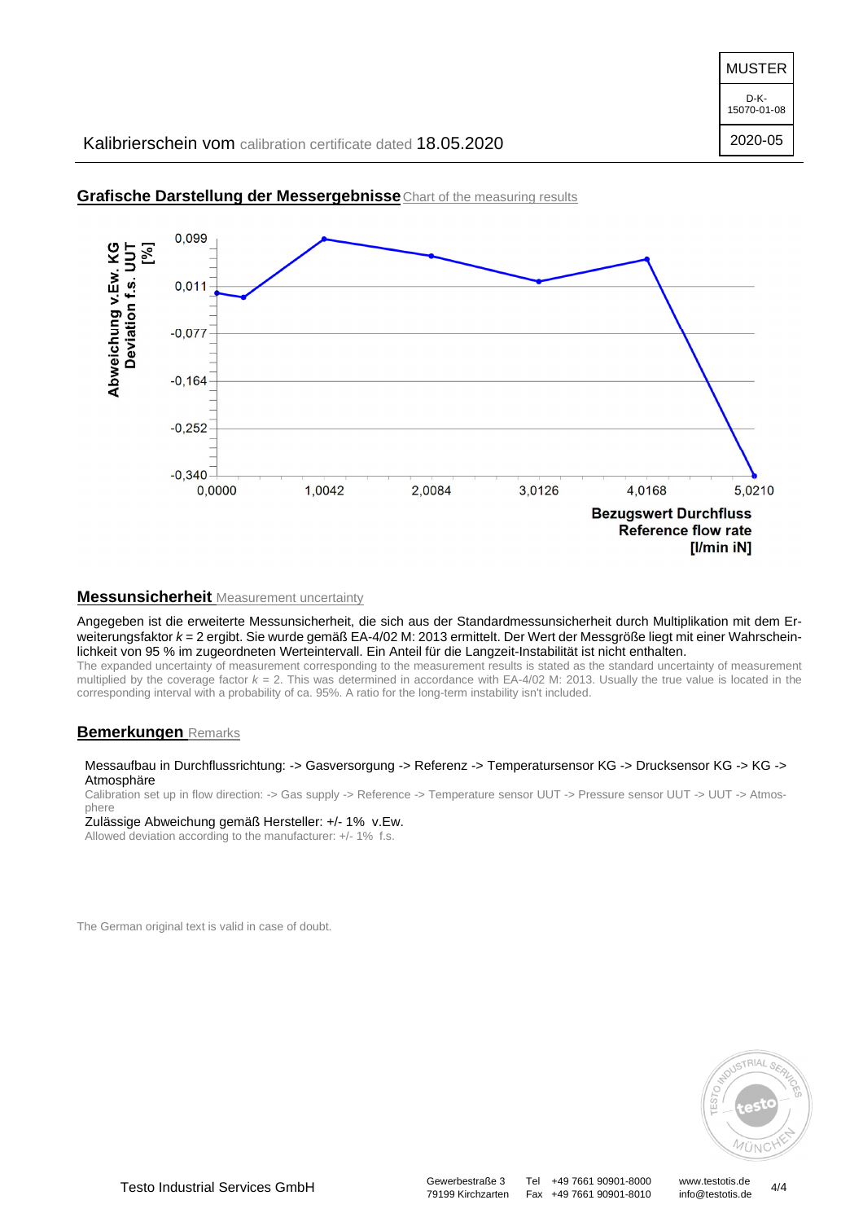MUSTER

D-K-15070-01-08

2020-05

Kalibrierschein vom calibration certificate dated 18.05.2020

## Grafische Darstellung der Messergebnisse Chart of the measuring results

Abweichung v.Ew. KG
Deviation f.s. UUT
[%]

0,099
0,011
-0,077
-0,164
-0,252
-0,340

0,0000
1,0042
2,0084
3,0126
4,0168
5,0210

Bezugswert Durchfluss
Reference flow rate
[l/min iN]

## Messunsicherheit Measurement uncertainty

Angegeben ist die erweiterte Messunsicherheit, die sich aus der Standardmessunsicherheit durch Multiplikation mit dem Erweiterungsfaktor $k = 2$ ergibt. Sie wurde gemäß EA-4/02 M: 2013 ermittelt. Der Wert der Messgröße liegt mit einer Wahrscheinlichkeit von 95 % im zugeordneten Werteintervall. Ein Anteil für die Langzeit-Instabilität ist nicht enthalten.

The expanded uncertainty of measurement corresponding to the measurement results is stated as the standard uncertainty of measurement multiplied by the coverage factor $k = 2$. This was determined in accordance with EA-4/02 M: 2013. Usually the true value is located in the corresponding interval with a probability of ca. 95%. A ratio for the long-term instability isn't included.

## Bemerkungen Remarks

Messaufbau in Durchflussrichtung: -> Gasversorgung -> Referenz -> Temperatursensor KG -> Drucksensor KG -> KG -> Atmosphäre

Calibration set up in flow direction: -> Gas supply -> Reference -> Temperature sensor UUT -> Pressure sensor UUT -> UUT -> Atmosphere

Zulässige Abweichung gemäß Hersteller: +/- 1% v.Ew.

Allowed deviation according to the manufacturer: +/- 1% f.s.

The German original text is valid in case of doubt.

Testo Industrial Services GmbH

Gewerbestraße 3
79199 Kirchzarten

Tel +49 7661 90901-8000
Fax +49 7661 90901-8010

www.testotis.de
info@testotis.de